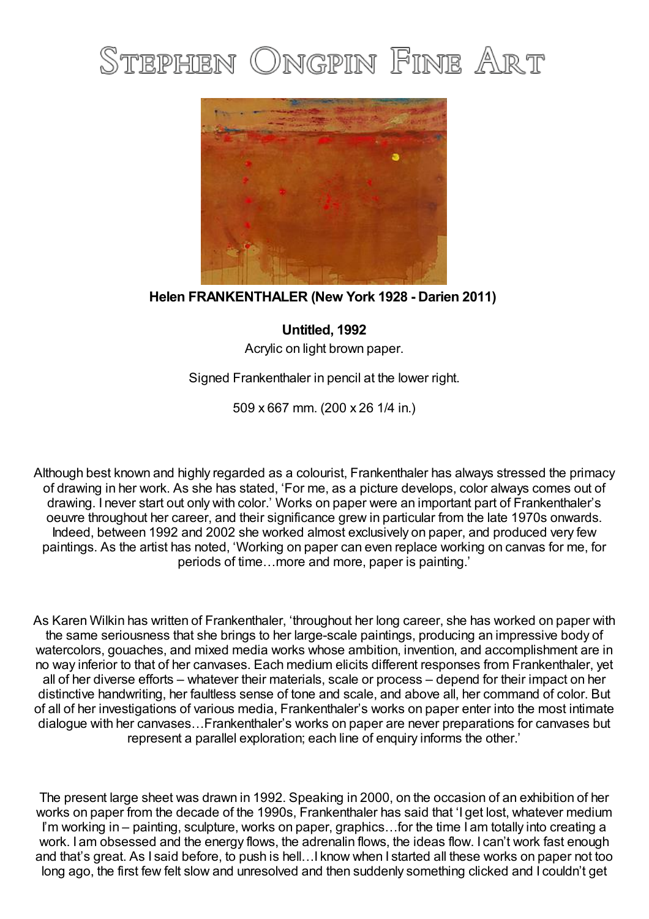# Stephen Ongpin Fine Art

**Helen FRANKENTHALER (New York 1928 - Darien 2011)**

**Untitled, 1992**

Acrylic on light brown paper.

Signed Frankenthaler in pencil at the lower right.

509 x 667 mm. (200 x 26 1/4 in.)

Although best known and highly regarded as a colourist, Frankenthaler has always stressed the primacy of drawing in her work. As she has stated, 'For me, as a picture develops, color always comes out of drawing. I never start out only with color.' Works on paper were an important part of Frankenthaler's oeuvre throughout her career, and their significance grew in particular from the late 1970s onwards. Indeed, between 1992 and 2002 she worked almost exclusively on paper, and produced very few paintings. As the artist has noted, 'Working on paper can even replace working on canvas for me, for periods of time…more and more, paper is painting.'

As Karen Wilkin has written of Frankenthaler, 'throughout her long career, she has worked on paper with the same seriousness that she brings to her large-scale paintings, producing an impressive body of watercolors, gouaches, and mixed media works whose ambition, invention, and accomplishment are in no way inferior to that of her canvases. Each medium elicits different responses from Frankenthaler, yet all of her diverse efforts – whatever their materials, scale or process – depend for their impact on her distinctive handwriting, her faultless sense of tone and scale, and above all, her command of color. But of all of her investigations of various media, Frankenthaler's works on paper enter into the most intimate dialogue with her canvases…Frankenthaler's works on paper are never preparations for canvases but represent a parallel exploration; each line of enquiry informs the other.'

The present large sheet was drawn in 1992. Speaking in 2000, on the occasion of an exhibition of her works on paper from the decade of the 1990s, Frankenthaler has said that 'I get lost, whatever medium I'm working in – painting, sculpture, works on paper, graphics…for the time I am totally into creating a work. I am obsessed and the energy flows, the adrenalin flows, the ideas flow. I can't work fast enough and that's great. As I said before, to push is hell…I know when I started all these works on paper not too long ago, the first few felt slow and unresolved and then suddenly something clicked and I couldn't get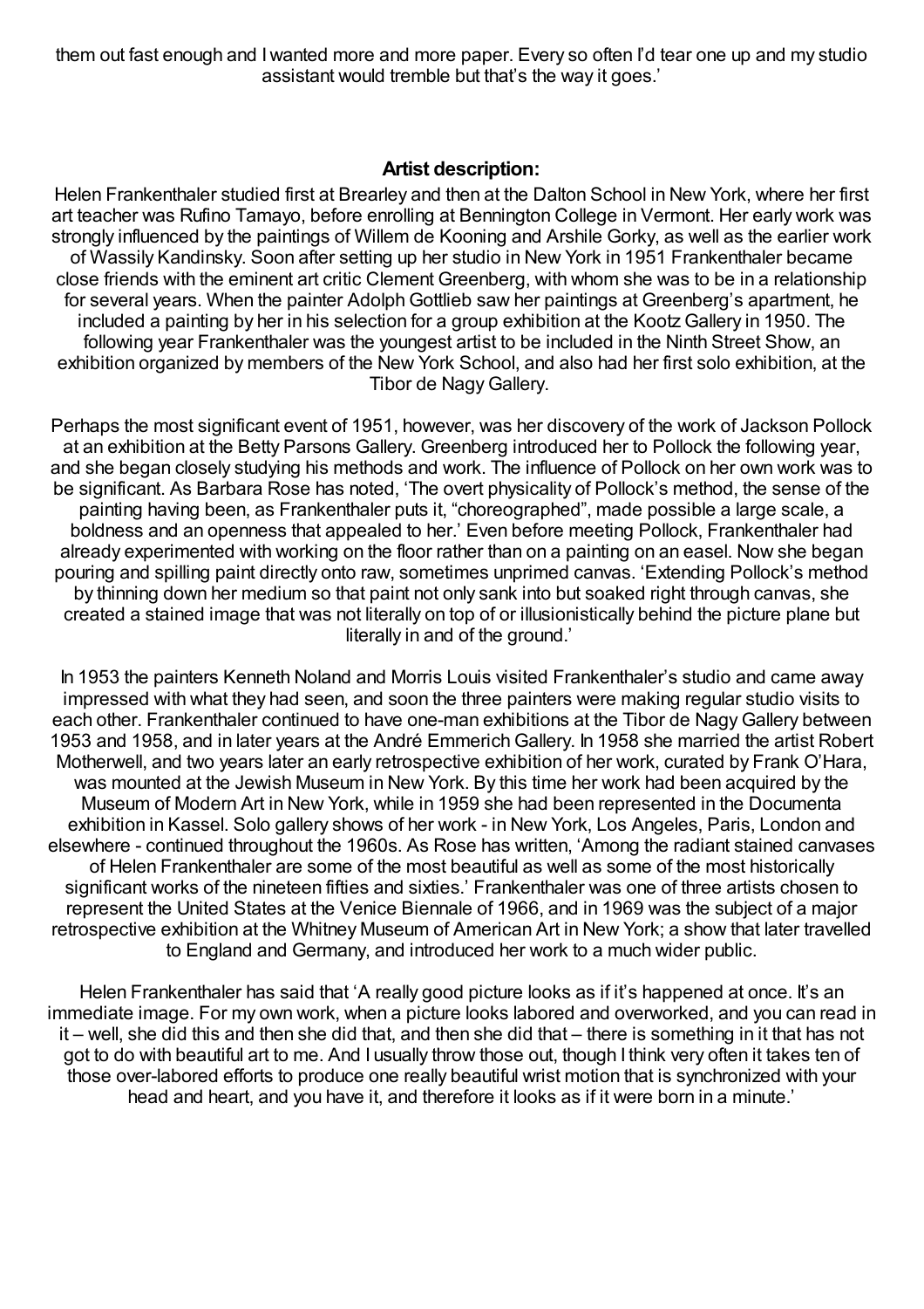them out fast enough and I wanted more and more paper. Every so often I'd tear one up and my studio assistant would tremble but that's the way it goes.'

**Artist description:**

Helen Frankenthaler studied first at Brearley and then at the Dalton School in New York, where her first art teacher was Rufino Tamayo, before enrolling at Bennington College in Vermont. Her early work was strongly influenced by the paintings of Willem de Kooning and Arshile Gorky, as well as the earlier work of Wassily Kandinsky. Soon after setting up her studio in New York in 1951 Frankenthaler became close friends with the eminent art critic Clement Greenberg, with whom she was to be in a relationship for several years. When the painter Adolph Gottlieb saw her paintings at Greenberg's apartment, he included a painting by her in his selection for a group exhibition at the Kootz Gallery in 1950. The following year Frankenthaler was the youngest artist to be included in the Ninth Street Show, an exhibition organized by members of the New York School, and also had her first solo exhibition, at the Tibor de Nagy Gallery.

Perhaps the most significant event of 1951, however, was her discovery of the work of Jackson Pollock at an exhibition at the Betty Parsons Gallery. Greenberg introduced her to Pollock the following year, and she began closely studying his methods and work. The influence of Pollock on her own work was to be significant. As Barbara Rose has noted, 'The overt physicality of Pollock's method, the sense of the painting having been, as Frankenthaler puts it, "choreographed", made possible a large scale, a boldness and an openness that appealed to her.' Even before meeting Pollock, Frankenthaler had already experimented with working on the floor rather than on a painting on an easel. Now she began pouring and spilling paint directly onto raw, sometimes unprimed canvas. 'Extending Pollock's method by thinning down her medium so that paint not only sank into but soaked right through canvas, she created a stained image that was not literally on top of or illusionistically behind the picture plane but literally in and of the ground.'

In 1953 the painters Kenneth Noland and Morris Louis visited Frankenthaler's studio and came away impressed with what they had seen, and soon the three painters were making regular studio visits to each other. Frankenthaler continued to have one-man exhibitions at the Tibor de Nagy Gallery between 1953 and 1958, and in later years at the André Emmerich Gallery. In 1958 she married the artist Robert Motherwell, and two years later an early retrospective exhibition of her work, curated by Frank O'Hara, was mounted at the Jewish Museum in New York. By this time her work had been acquired by the Museum of Modern Art in New York, while in 1959 she had been represented in the Documenta exhibition in Kassel. Solo gallery shows of her work - in New York, Los Angeles, Paris, London and elsewhere - continued throughout the 1960s. As Rose has written, 'Among the radiant stained canvases of Helen Frankenthaler are some of the most beautiful as well as some of the most historically significant works of the nineteen fifties and sixties.' Frankenthaler was one of three artists chosen to represent the United States at the Venice Biennale of 1966, and in 1969 was the subject of a major retrospective exhibition at the Whitney Museum of American Art in New York; a show that later travelled to England and Germany, and introduced her work to a much wider public.

Helen Frankenthaler has said that 'A really good picture looks as if it's happened at once. It's an immediate image. For my own work, when a picture looks labored and overworked, and you can read in it – well, she did this and then she did that, and then she did that – there is something in it that has not got to do with beautiful art to me. And I usually throw those out, though I think very often it takes ten of those over-labored efforts to produce one really beautiful wrist motion that is synchronized with your head and heart, and you have it, and therefore it looks as if it were born in a minute.'